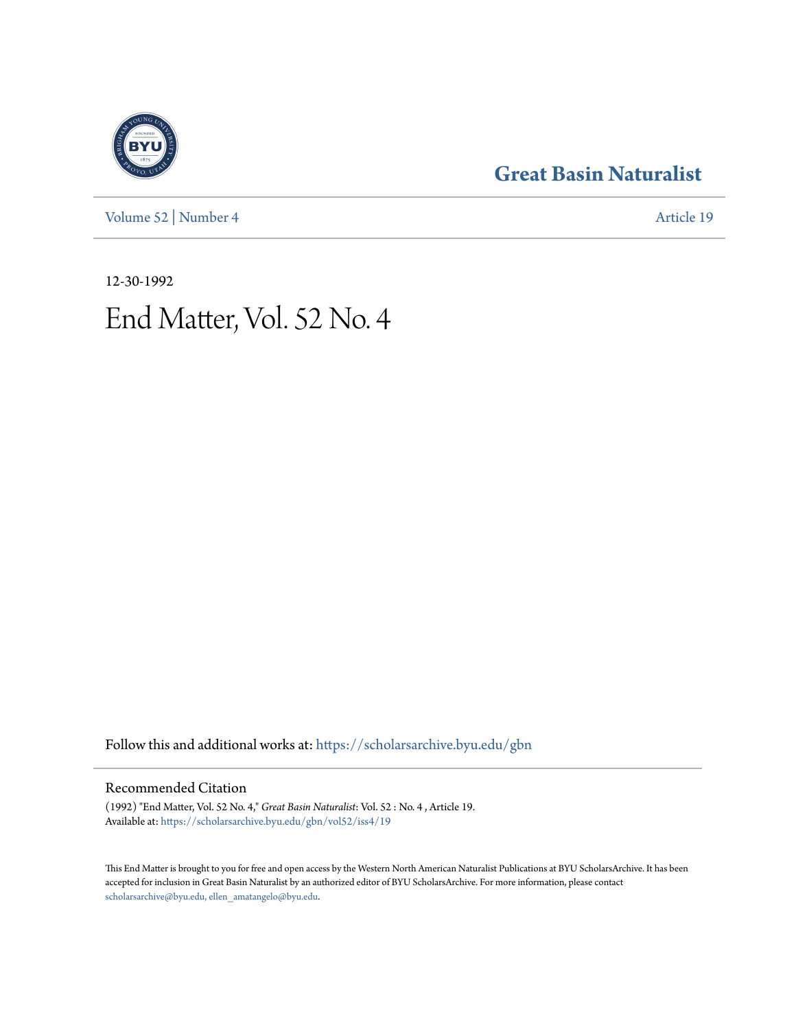# Great Basin Naturalist

Volume 52 | Number 4 | Article 19

12-30-1992

# End Matter, Vol. 52 No. 4

Follow this and additional works at: https://scholarsarchive.byu.edu/gbn

## Recommended Citation

(1992) "End Matter, Vol. 52 No. 4," *Great Basin Naturalist*: Vol. 52 : No. 4 , Article 19.
Available at: https://scholarsarchive.byu.edu/gbn/vol52/iss4/19

This End Matter is brought to you for free and open access by the Western North American Naturalist Publications at BYU ScholarsArchive. It has been accepted for inclusion in Great Basin Naturalist by an authorized editor of BYU ScholarsArchive. For more information, please contact scholarsarchive@byu.edu, ellen_amatangelo@byu.edu.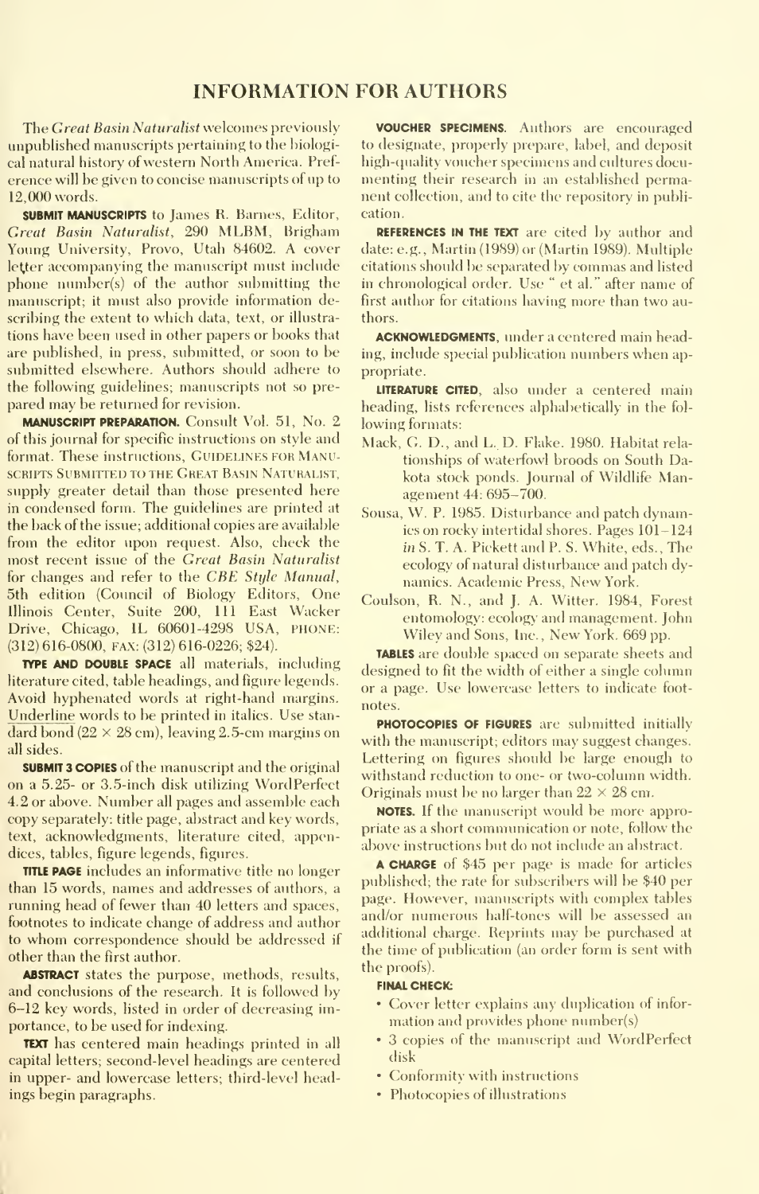# INFORMATION FOR AUTHORS

The *Great Basin Naturalist* welcomes previously unpublished manuscripts pertaining to the biological natural history of western North America. Preference will be given to concise manuscripts of up to 12,000 words.

**SUBMIT MANUSCRIPTS** to James R. Barnes, Editor, *Great Basin Naturalist*, 290 MLBM, Brigham Young University, Provo, Utah 84602. A cover letter accompanying the manuscript must include phone number(s) of the author submitting the manuscript; it must also provide information describing the extent to which data, text, or illustrations have been used in other papers or books that are published, in press, submitted, or soon to be submitted elsewhere. Authors should adhere to the following guidelines; manuscripts not so prepared may be returned for revision.

**MANUSCRIPT PREPARATION.** Consult Vol. 51, No. 2 of this journal for specific instructions on style and format. These instructions, GUIDELINES FOR MANUSCRIPTS SUBMITTED TO THE GREAT BASIN NATURALIST, supply greater detail than those presented here in condensed form. The guidelines are printed at the back of the issue; additional copies are available from the editor upon request. Also, check the most recent issue of the *Great Basin Naturalist* for changes and refer to the *CBE Style Manual*, 5th edition (Council of Biology Editors, One Illinois Center, Suite 200, 111 East Wacker Drive, Chicago, IL 60601-4298 USA, PHONE: (312) 616-0800, FAX: (312) 616-0226; $24).

**TYPE AND DOUBLE SPACE** all materials, including literature cited, table headings, and figure legends. Avoid hyphenated words at right-hand margins. Underline words to be printed in italics. Use standard bond (22 × 28 cm), leaving 2.5-cm margins on all sides.

**SUBMIT 3 COPIES** of the manuscript and the original on a 5.25- or 3.5-inch disk utilizing WordPerfect 4.2 or above. Number all pages and assemble each copy separately: title page, abstract and key words, text, acknowledgments, literature cited, appendices, tables, figure legends, figures.

**TITLE PAGE** includes an informative title no longer than 15 words, names and addresses of authors, a running head of fewer than 40 letters and spaces, footnotes to indicate change of address and author to whom correspondence should be addressed if other than the first author.

**ABSTRACT** states the purpose, methods, results, and conclusions of the research. It is followed by 6–12 key words, listed in order of decreasing importance, to be used for indexing.

**TEXT** has centered main headings printed in all capital letters; second-level headings are centered in upper- and lowercase letters; third-level headings begin paragraphs.

**VOUCHER SPECIMENS.** Authors are encouraged to designate, properly prepare, label, and deposit high-quality voucher specimens and cultures documenting their research in an established permanent collection, and to cite the repository in publication.

**REFERENCES IN THE TEXT** are cited by author and date: e.g., Martin (1989) or (Martin 1989). Multiple citations should be separated by commas and listed in chronological order. Use " et al." after name of first author for citations having more than two authors.

**ACKNOWLEDGMENTS**, under a centered main heading, include special publication numbers when appropriate.

**LITERATURE CITED**, also under a centered main heading, lists references alphabetically in the following formats:

Mack, G. D., and L. D. Flake. 1980. Habitat relationships of waterfowl broods on South Dakota stock ponds. Journal of Wildlife Management 44: 695–700.

Sousa, W. P. 1985. Disturbance and patch dynamics on rocky intertidal shores. Pages 101–124 *in* S. T. A. Pickett and P. S. White, eds., The ecology of natural disturbance and patch dynamics. Academic Press, New York.

Coulson, R. N., and J. A. Witter. 1984. Forest entomology: ecology and management. John Wiley and Sons, Inc., New York. 669 pp.

**TABLES** are double spaced on separate sheets and designed to fit the width of either a single column or a page. Use lowercase letters to indicate footnotes.

**PHOTOCOPIES OF FIGURES** are submitted initially with the manuscript; editors may suggest changes. Lettering on figures should be large enough to withstand reduction to one- or two-column width. Originals must be no larger than 22 × 28 cm.

**NOTES.** If the manuscript would be more appropriate as a short communication or note, follow the above instructions but do not include an abstract.

**A CHARGE** of $45 per page is made for articles published; the rate for subscribers will be $40 per page. However, manuscripts with complex tables and/or numerous half-tones will be assessed an additional charge. Reprints may be purchased at the time of publication (an order form is sent with the proofs).

**FINAL CHECK:**

- Cover letter explains any duplication of information and provides phone number(s)
- 3 copies of the manuscript and WordPerfect disk
- Conformity with instructions
- Photocopies of illustrations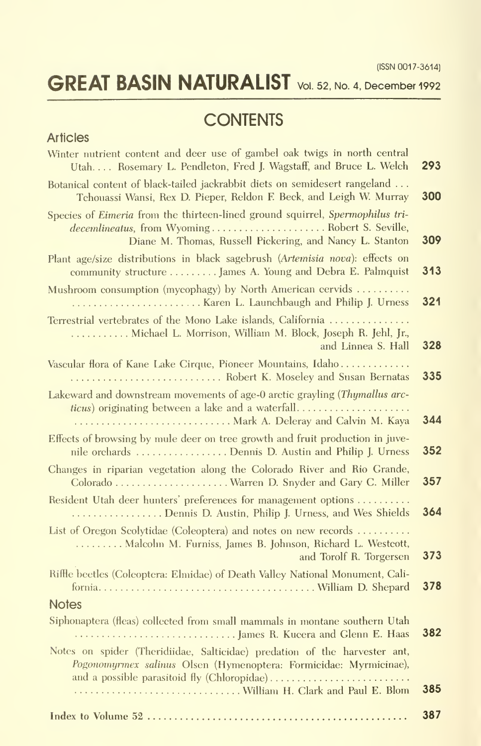(ISSN 0017-3614)

# GREAT BASIN NATURALIST Vol. 52, No. 4, December 1992

## CONTENTS

### Articles

Winter nutrient content and deer use of gambel oak twigs in north central Utah.... Rosemary L. Pendleton, Fred J. Wagstaff, and Bruce L. Welch **293**

Botanical content of black-tailed jackrabbit diets on semidesert rangeland ... Tchouassi Wansi, Rex D. Pieper, Reldon F. Beck, and Leigh W. Murray **300**

Species of *Eimeria* from the thirteen-lined ground squirrel, *Spermophilus tridecemlineatus*, from Wyoming .................... Robert S. Seville, Diane M. Thomas, Russell Pickering, and Nancy L. Stanton **309**

Plant age/size distributions in black sagebrush (*Artemisia nova*): effects on community structure ......... James A. Young and Debra E. Palmquist **313**

Mushroom consumption (mycophagy) by North American cervids .......... ........................ Karen L. Launchbaugh and Philip J. Urness **321**

Terrestrial vertebrates of the Mono Lake islands, California ............... .......... Michael L. Morrison, William M. Block, Joseph R. Jehl, Jr., and Linnea S. Hall **328**

Vascular flora of Kane Lake Cirque, Pioneer Mountains, Idaho............. ............................ Robert K. Moseley and Susan Bernatas **335**

Lakeward and downstream movements of age-0 arctic grayling (*Thymallus arcticus*) originating between a lake and a waterfall.................... ............................. Mark A. Deleray and Calvin M. Kaya **344**

Effects of browsing by mule deer on tree growth and fruit production in juvenile orchards ................ Dennis D. Austin and Philip J. Urness **352**

Changes in riparian vegetation along the Colorado River and Rio Grande, Colorado ..................... Warren D. Snyder and Gary C. Miller **357**

Resident Utah deer hunters' preferences for management options .......... ................ Dennis D. Austin, Philip J. Urness, and Wes Shields **364**

List of Oregon Scolytidae (Coleoptera) and notes on new records .......... ......... Malcolm M. Furniss, James B. Johnson, Richard L. Westcott, and Torolf R. Torgersen **373**

Riffle beetles (Coleoptera: Elmidae) of Death Valley National Monument, California........................................ William D. Shepard **378**

### Notes

Siphonaptera (fleas) collected from small mammals in montane southern Utah .............................. James R. Kucera and Glenn E. Haas **382**

Notes on spider (Theridiidae, Salticidae) predation of the harvester ant, *Pogonomyrmex salinus* Olsen (Hymenoptera: Formicidae: Myrmicinae), and a possible parasitoid fly (Chloropidae) .......................... ............................... William H. Clark and Paul E. Blom **385**

**Index to Volume 52** ............................................... **387**